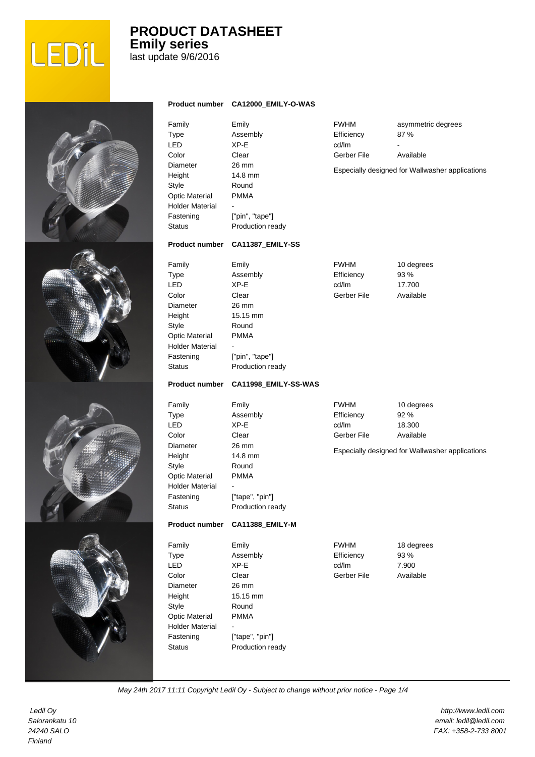# PRODUCT DATASHEET
## Emily series
last update 9/6/2016

**Product number** **CA12000_EMILY-O-WAS**

| | | | |
|---|---|---|---|
| Family | Emily | FWHM | asymmetric degrees |
| Type | Assembly | Efficiency | 87 % |
| LED | XP-E | cd/lm | - |
| Color | Clear | Gerber File | Available |
| Diameter | 26 mm | | |
| Height | 14.8 mm | | |
| Style | Round | | |
| Optic Material | PMMA | | |
| Holder Material | - | | |
| Fastening | ["pin", "tape"] | | |
| Status | Production ready | | |

Especially designed for Wallwasher applications

**Product number** **CA11387_EMILY-SS**

| | | | |
|---|---|---|---|
| Family | Emily | FWHM | 10 degrees |
| Type | Assembly | Efficiency | 93 % |
| LED | XP-E | cd/lm | 17.700 |
| Color | Clear | Gerber File | Available |
| Diameter | 26 mm | | |
| Height | 15.15 mm | | |
| Style | Round | | |
| Optic Material | PMMA | | |
| Holder Material | - | | |
| Fastening | ["pin", "tape"] | | |
| Status | Production ready | | |

**Product number** **CA11998_EMILY-SS-WAS**

| | | | |
|---|---|---|---|
| Family | Emily | FWHM | 10 degrees |
| Type | Assembly | Efficiency | 92 % |
| LED | XP-E | cd/lm | 18.300 |
| Color | Clear | Gerber File | Available |
| Diameter | 26 mm | | |
| Height | 14.8 mm | | |
| Style | Round | | |
| Optic Material | PMMA | | |
| Holder Material | - | | |
| Fastening | ["tape", "pin"] | | |
| Status | Production ready | | |

Especially designed for Wallwasher applications

**Product number** **CA11388_EMILY-M**

| | | | |
|---|---|---|---|
| Family | Emily | FWHM | 18 degrees |
| Type | Assembly | Efficiency | 93 % |
| LED | XP-E | cd/lm | 7.900 |
| Color | Clear | Gerber File | Available |
| Diameter | 26 mm | | |
| Height | 15.15 mm | | |
| Style | Round | | |
| Optic Material | PMMA | | |
| Holder Material | - | | |
| Fastening | ["tape", "pin"] | | |
| Status | Production ready | | |

*May 24th 2017 11:11 Copyright Ledil Oy - Subject to change without prior notice*

*Ledil Oy*
*Salorankatu 10*
*24240 SALO*
*Finland*

*http://www.ledil.com*
*email: ledil@ledil.com*
*FAX: +358-2-733 8001*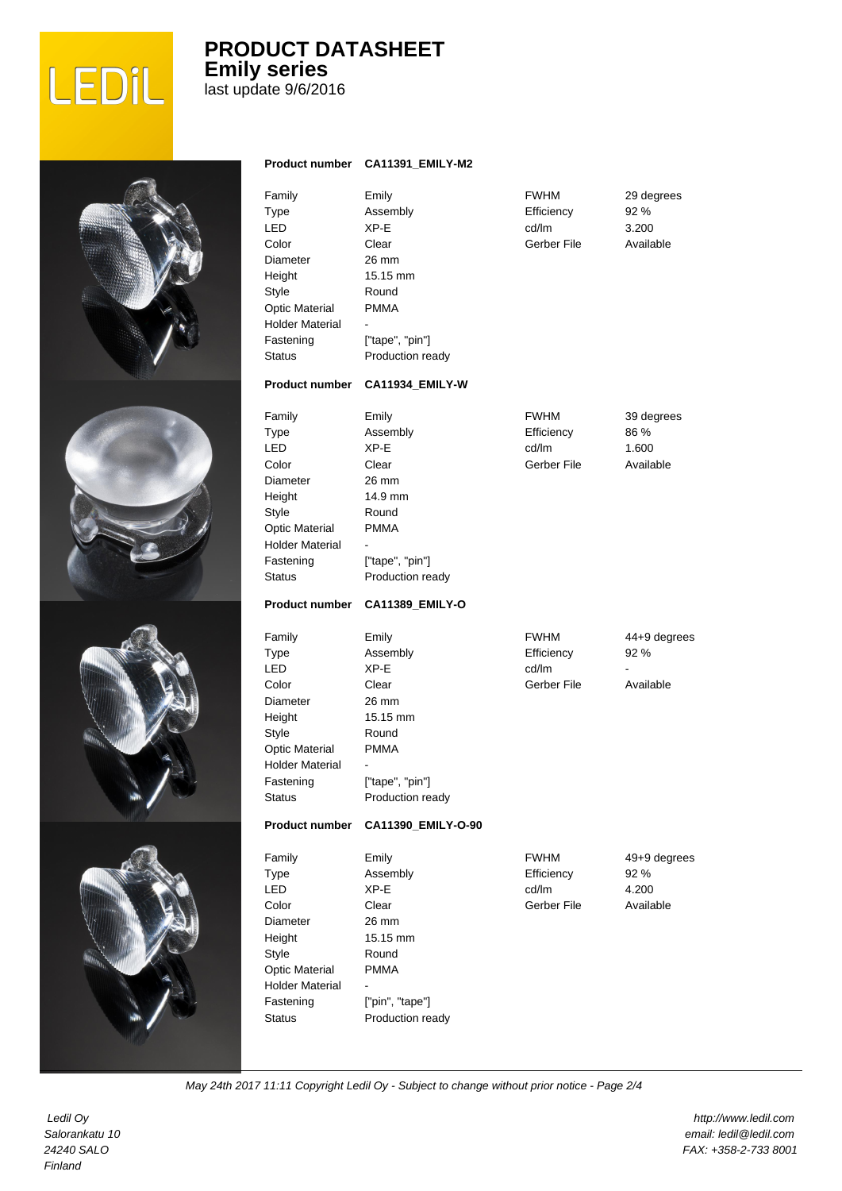# PRODUCT DATASHEET
## Emily series
last update 9/6/2016

**Product number CA11391_EMILY-M2**

| | | | |
|---|---|---|---|
| Family | Emily | FWHM | 29 degrees |
| Type | Assembly | Efficiency | 92 % |
| LED | XP-E | cd/lm | 3.200 |
| Color | Clear | Gerber File | Available |
| Diameter | 26 mm | | |
| Height | 15.15 mm | | |
| Style | Round | | |
| Optic Material | PMMA | | |
| Holder Material | - | | |
| Fastening | ["tape", "pin"] | | |
| Status | Production ready | | |

**Product number CA11934_EMILY-W**

| | | | |
|---|---|---|---|
| Family | Emily | FWHM | 39 degrees |
| Type | Assembly | Efficiency | 86 % |
| LED | XP-E | cd/lm | 1.600 |
| Color | Clear | Gerber File | Available |
| Diameter | 26 mm | | |
| Height | 14.9 mm | | |
| Style | Round | | |
| Optic Material | PMMA | | |
| Holder Material | - | | |
| Fastening | ["tape", "pin"] | | |
| Status | Production ready | | |

**Product number CA11389_EMILY-O**

| | | | |
|---|---|---|---|
| Family | Emily | FWHM | 44+9 degrees |
| Type | Assembly | Efficiency | 92 % |
| LED | XP-E | cd/lm | - |
| Color | Clear | Gerber File | Available |
| Diameter | 26 mm | | |
| Height | 15.15 mm | | |
| Style | Round | | |
| Optic Material | PMMA | | |
| Holder Material | - | | |
| Fastening | ["tape", "pin"] | | |
| Status | Production ready | | |

**Product number CA11390_EMILY-O-90**

| | | | |
|---|---|---|---|
| Family | Emily | FWHM | 49+9 degrees |
| Type | Assembly | Efficiency | 92 % |
| LED | XP-E | cd/lm | 4.200 |
| Color | Clear | Gerber File | Available |
| Diameter | 26 mm | | |
| Height | 15.15 mm | | |
| Style | Round | | |
| Optic Material | PMMA | | |
| Holder Material | - | | |
| Fastening | ["pin", "tape"] | | |
| Status | Production ready | | |

*May 24th 2017 11:11 Copyright Ledil Oy - Subject to change without prior notice - Page 2/4*

*Ledil Oy*
*Salorankatu 10*
*24240 SALO*
*Finland*

*http://www.ledil.com*
*email: ledil@ledil.com*
*FAX: +358-2-733 8001*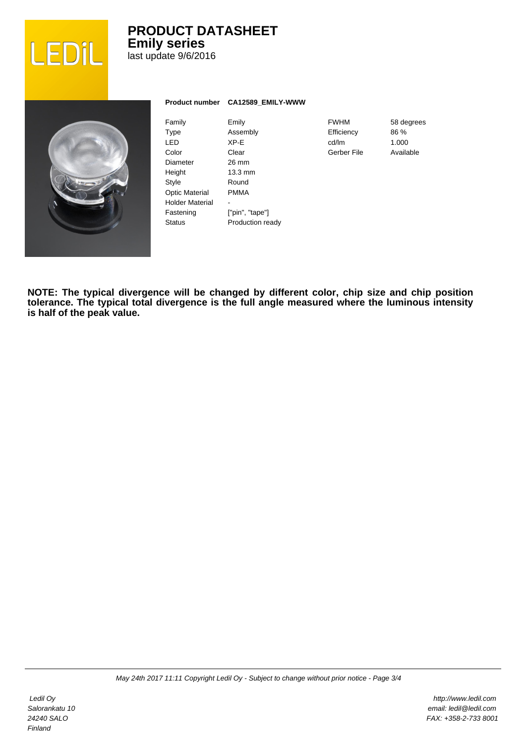# PRODUCT DATASHEET

## Emily series

last update 9/6/2016

**Product number CA12589_EMILY-WWW**

| | | | |
|---|---|---|---|
| Family | Emily | FWHM | 58 degrees |
| Type | Assembly | Efficiency | 86 % |
| LED | XP-E | cd/lm | 1.000 |
| Color | Clear | Gerber File | Available |
| Diameter | 26 mm | | |
| Height | 13.3 mm | | |
| Style | Round | | |
| Optic Material | PMMA | | |
| Holder Material | - | | |
| Fastening | ["pin", "tape"] | | |
| Status | Production ready | | |

**NOTE: The typical divergence will be changed by different color, chip size and chip position tolerance. The typical total divergence is the full angle measured where the luminous intensity is half of the peak value.**

*May 24th 2017 11:11 Copyright Ledil Oy - Subject to change without prior notice*

*Ledil Oy*
*Salorankatu 10*
*24240 SALO*
*Finland*

*http://www.ledil.com*
*email: ledil@ledil.com*
*FAX: +358-2-733 8001*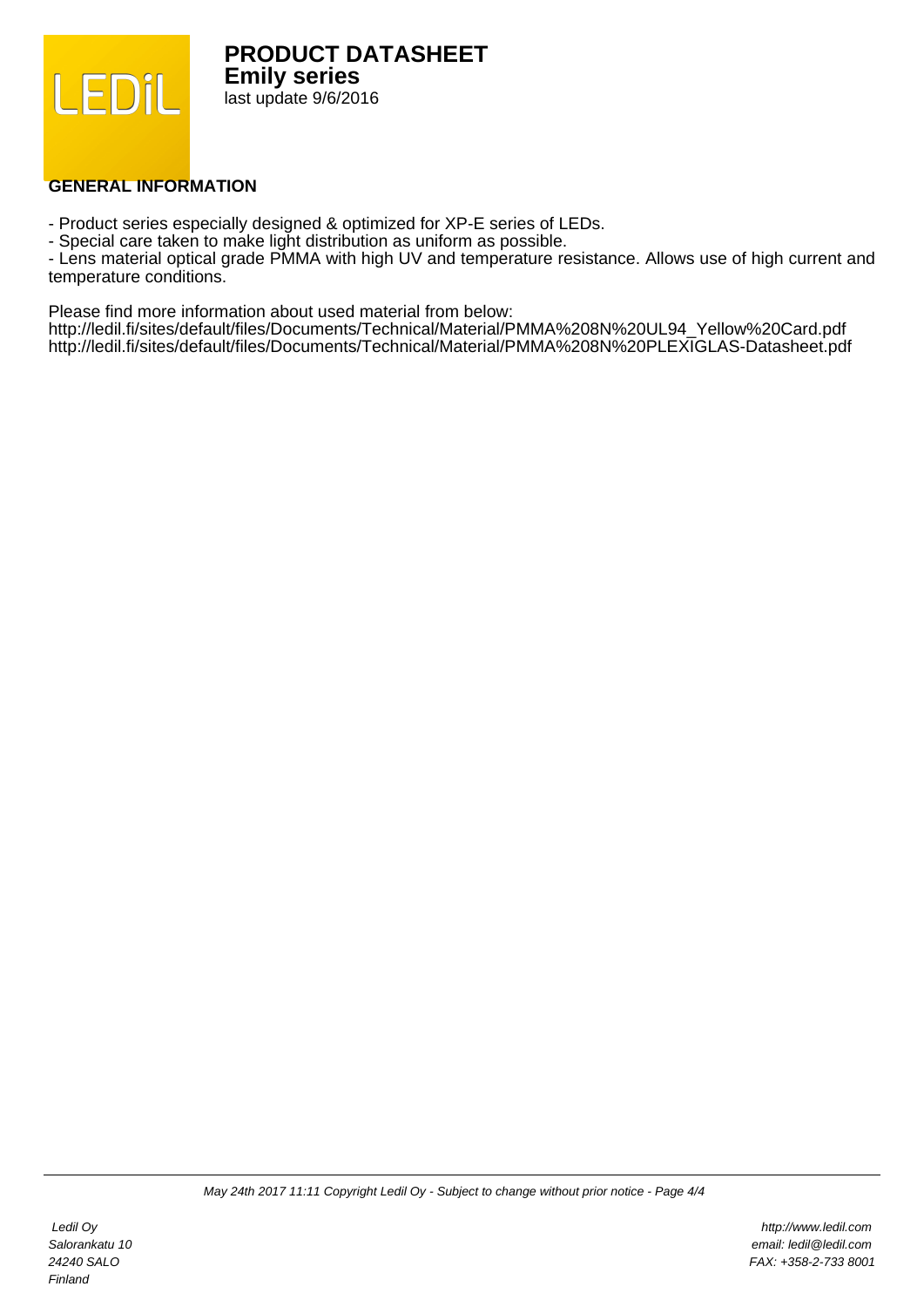# PRODUCT DATASHEET

## Emily series

last update 9/6/2016

### GENERAL INFORMATION

- Product series especially designed & optimized for XP-E series of LEDs.
- Special care taken to make light distribution as uniform as possible.
- Lens material optical grade PMMA with high UV and temperature resistance. Allows use of high current and temperature conditions.

Please find more information about used material from below:
http://ledil.fi/sites/default/files/Documents/Technical/Material/PMMA%208N%20UL94_Yellow%20Card.pdf
http://ledil.fi/sites/default/files/Documents/Technical/Material/PMMA%208N%20PLEXIGLAS-Datasheet.pdf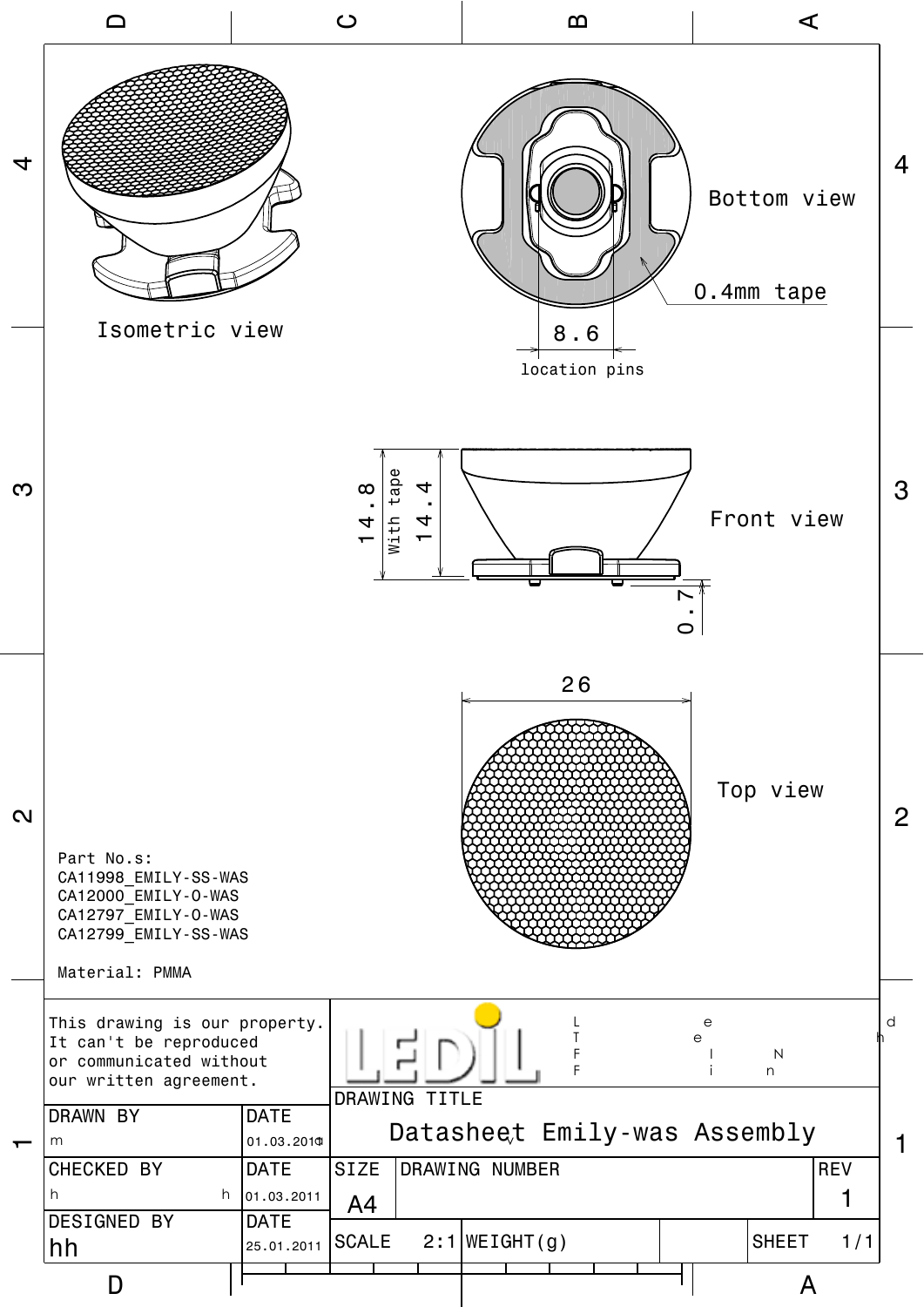Isometric view

Bottom view

0.4mm tape

8.6

location pins

14.8

With tape

14.4

Front view

0.7

26

Top view

Part No.s:
CA11998_EMILY-SS-WAS
CA12000_EMILY-O-WAS
CA12797_EMILY-O-WAS
CA12799_EMILY-SS-WAS

Material: PMMA

| This drawing is our property. It can't be reproduced or communicated without our written agreement. | | LEDIL | | | |
|---|---|---|---|---|---|
| | | DRAWING TITLE | | | |
| DRAWN BY | DATE | Datasheet Emily-was Assembly | | | |
| m | 01.03.2010 | | | | |
| CHECKED BY | DATE | SIZE | DRAWING NUMBER | | REV |
| h | 01.03.2011 | A4 | | | 1 |
| DESIGNED BY | DATE | SCALE 2:1 | WEIGHT(g) | | SHEET 1/1 |
| hh | 25.01.2011 | | | | |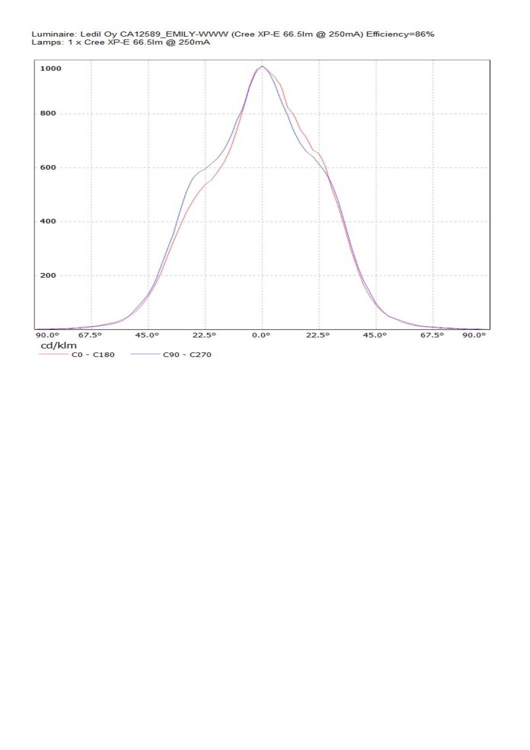Luminaire: Ledil Oy CA12589_EMILY-WWW (Cree XP-E 66.5lm @ 250mA) Efficiency=86%
Lamps: 1 x Cree XP-E 66.5lm @ 250mA

1000

800

600

400

200

90.0° 67.5° 45.0° 22.5° 0.0° 22.5° 45.0° 67.5° 90.0°

cd/klm

C0 - C180 C90 - C270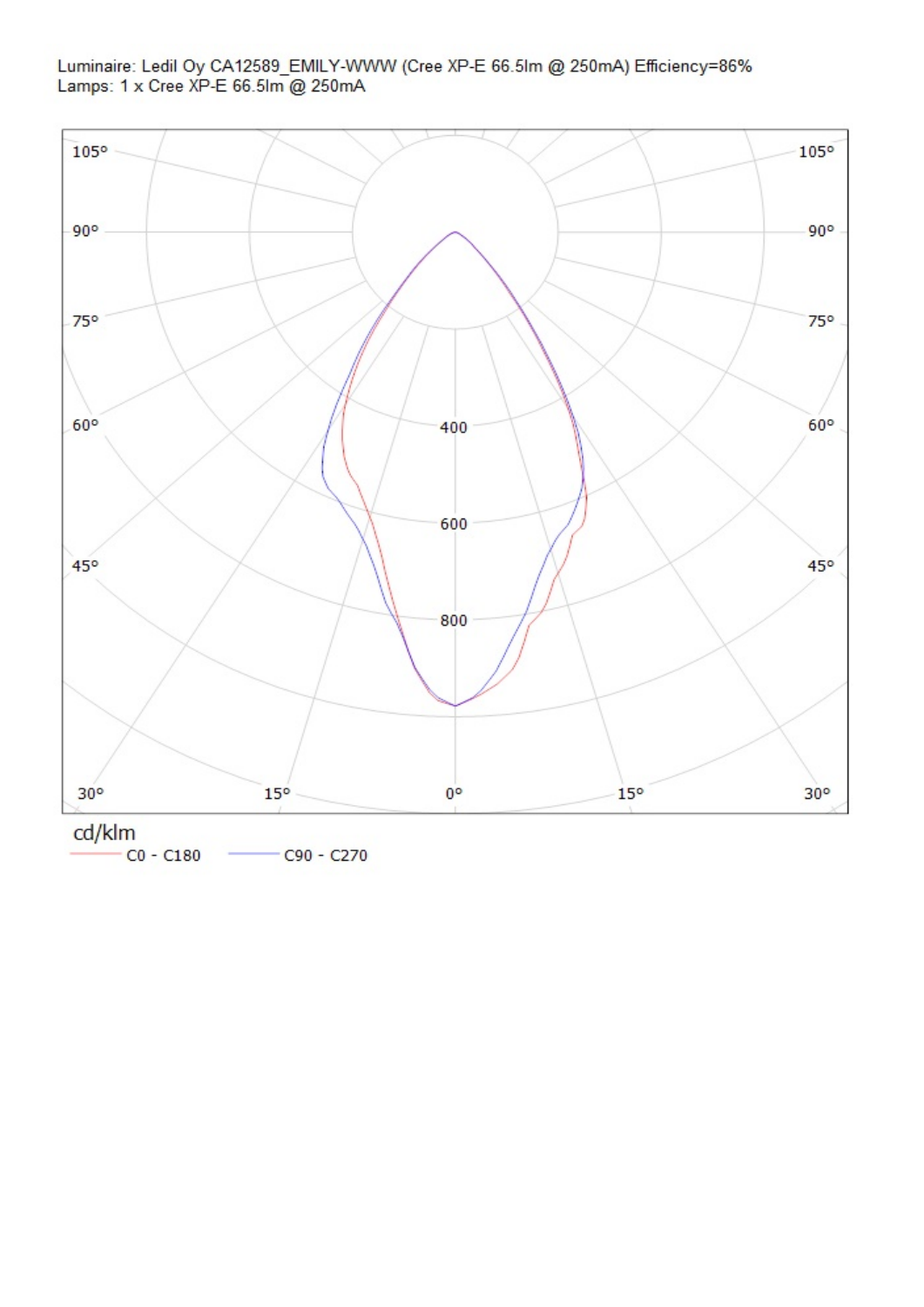Luminaire: Ledil Oy CA12589_EMILY-WWW (Cree XP-E 66.5lm @ 250mA) Efficiency=86%
Lamps: 1 x Cree XP-E 66.5lm @ 250mA

105°
105°
90°
90°
75°
75°
60°
60°
45°
45°
30°
15°
0°
15°
30°
400
600
800

cd/klm

C0 - C180

C90 - C270